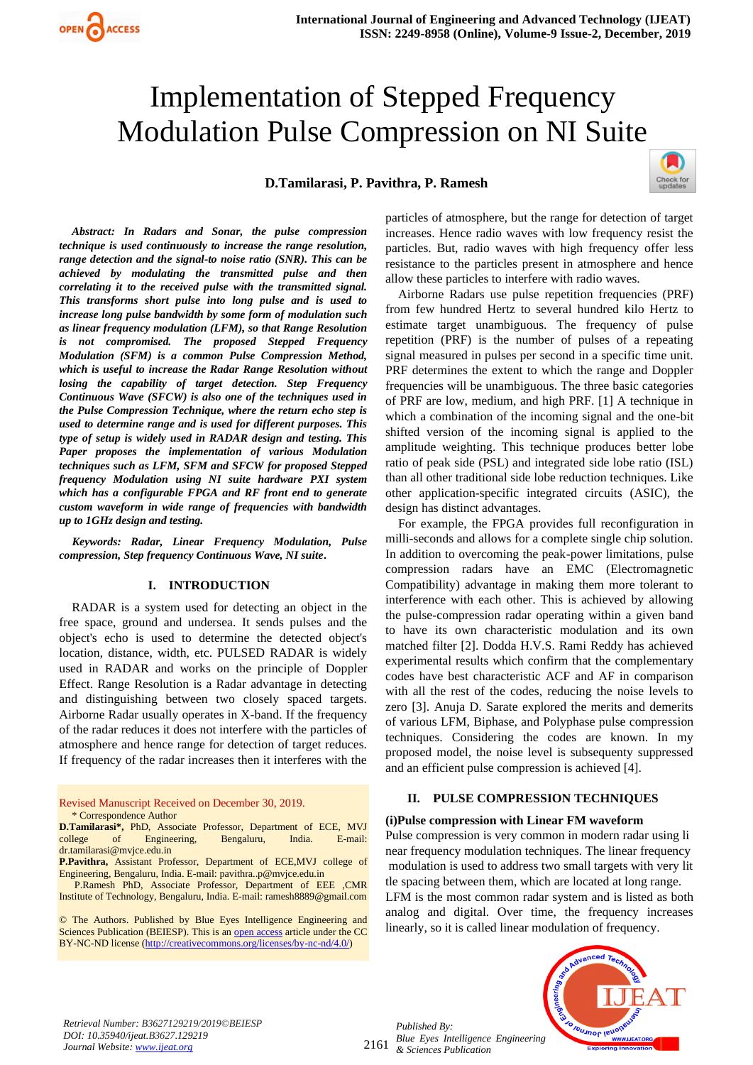# Implementation of Stepped Frequency Modulation Pulse Compression on NI Suite

**D.Tamilarasi, P. Pavithra, P. Ramesh**

***Abstract:** In Radars and Sonar, the pulse compression technique is used continuously to increase the range resolution, range detection and the signal-to noise ratio (SNR). This can be achieved by modulating the transmitted pulse and then correlating it to the received pulse with the transmitted signal. This transforms short pulse into long pulse and is used to increase long pulse bandwidth by some form of modulation such as linear frequency modulation (LFM), so that Range Resolution is not compromised. The proposed Stepped Frequency Modulation (SFM) is a common Pulse Compression Method, which is useful to increase the Radar Range Resolution without losing the capability of target detection. Step Frequency Continuous Wave (SFCW) is also one of the techniques used in the Pulse Compression Technique, where the return echo step is used to determine range and is used for different purposes. This type of setup is widely used in RADAR design and testing. This Paper proposes the implementation of various Modulation techniques such as LFM, SFM and SFCW for proposed Stepped frequency Modulation using NI suite hardware PXI system which has a configurable FPGA and RF front end to generate custom waveform in wide range of frequencies with bandwidth up to 1GHz design and testing.***

***Keywords:** Radar, Linear Frequency Modulation, Pulse compression, Step frequency Continuous Wave, NI suite.*

## I. INTRODUCTION

RADAR is a system used for detecting an object in the free space, ground and undersea. It sends pulses and the object's echo is used to determine the detected object's location, distance, width, etc. PULSED RADAR is widely used in RADAR and works on the principle of Doppler Effect. Range Resolution is a Radar advantage in detecting and distinguishing between two closely spaced targets. Airborne Radar usually operates in X-band. If the frequency of the radar reduces it does not interfere with the particles of atmosphere and hence range for detection of target reduces. If frequency of the radar increases then it interferes with the particles of atmosphere, but the range for detection of target increases. Hence radio waves with low frequency resist the particles. But, radio waves with high frequency offer less resistance to the particles present in atmosphere and hence allow these particles to interfere with radio waves.

Airborne Radars use pulse repetition frequencies (PRF) from few hundred Hertz to several hundred kilo Hertz to estimate target unambiguous. The frequency of pulse repetition (PRF) is the number of pulses of a repeating signal measured in pulses per second in a specific time unit. PRF determines the extent to which the range and Doppler frequencies will be unambiguous. The three basic categories of PRF are low, medium, and high PRF. [1] A technique in which a combination of the incoming signal and the one-bit shifted version of the incoming signal is applied to the amplitude weighting. This technique produces better lobe ratio of peak side (PSL) and integrated side lobe ratio (ISL) than all other traditional side lobe reduction techniques. Like other application-specific integrated circuits (ASIC), the design has distinct advantages.

For example, the FPGA provides full reconfiguration in milli-seconds and allows for a complete single chip solution. In addition to overcoming the peak-power limitations, pulse compression radars have an EMC (Electromagnetic Compatibility) advantage in making them more tolerant to interference with each other. This is achieved by allowing the pulse-compression radar operating within a given band to have its own characteristic modulation and its own matched filter [2]. Dodda H.V.S. Rami Reddy has achieved experimental results which confirm that the complementary codes have best characteristic ACF and AF in comparison with all the rest of the codes, reducing the noise levels to zero [3]. Anuja D. Sarate explored the merits and demerits of various LFM, Biphase, and Polyphase pulse compression techniques. Considering the codes are known. In my proposed model, the noise level is subsequenty suppressed and an efficient pulse compression is achieved [4].

## II. PULSE COMPRESSION TECHNIQUES

### (i)Pulse compression with Linear FM waveform

Pulse compression is very common in modern radar using li near frequency modulation techniques. The linear frequency modulation is used to address two small targets with very lit tle spacing between them, which are located at long range. LFM is the most common radar system and is listed as both analog and digital. Over time, the frequency increases linearly, so it is called linear modulation of frequency.

---

Revised Manuscript Received on December 30, 2019.

\* Correspondence Author

**D.Tamilarasi\*,** PhD, Associate Professor, Department of ECE, MVJ college of Engineering, Bengaluru, India. E-mail: dr.tamilarasi@mvjce.edu.in

**P.Pavithra,** Assistant Professor, Department of ECE,MVJ college of Engineering, Bengaluru, India. E-mail: pavithra..p@mvjce.edu.in

P.Ramesh PhD, Associate Professor, Department of EEE ,CMR Institute of Technology, Bengaluru, India. E-mail: ramesh8889@gmail.com

© The Authors. Published by Blue Eyes Intelligence Engineering and Sciences Publication (BEIESP). This is an open access article under the CC BY-NC-ND license (http://creativecommons.org/licenses/by-nc-nd/4.0/)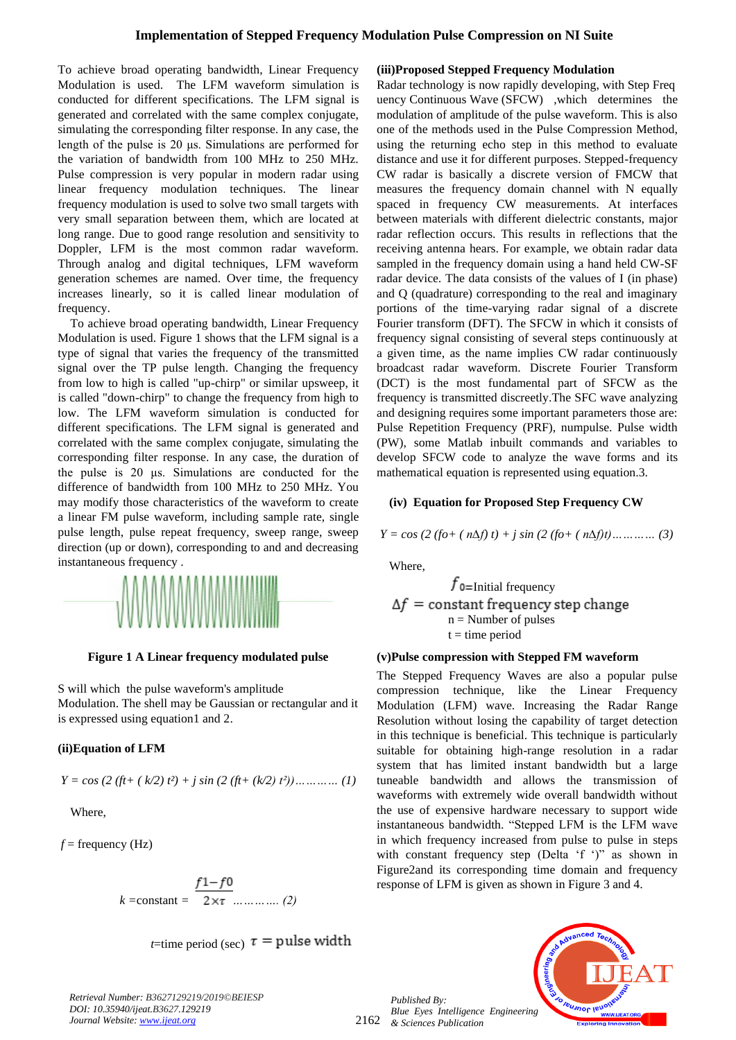To achieve broad operating bandwidth, Linear Frequency Modulation is used. The LFM waveform simulation is conducted for different specifications. The LFM signal is generated and correlated with the same complex conjugate, simulating the corresponding filter response. In any case, the length of the pulse is 20 µs. Simulations are performed for the variation of bandwidth from 100 MHz to 250 MHz. Pulse compression is very popular in modern radar using linear frequency modulation techniques. The linear frequency modulation is used to solve two small targets with very small separation between them, which are located at long range. Due to good range resolution and sensitivity to Doppler, LFM is the most common radar waveform. Through analog and digital techniques, LFM waveform generation schemes are named. Over time, the frequency increases linearly, so it is called linear modulation of frequency.

To achieve broad operating bandwidth, Linear Frequency Modulation is used. Figure 1 shows that the LFM signal is a type of signal that varies the frequency of the transmitted signal over the TP pulse length. Changing the frequency from low to high is called "up-chirp" or similar upsweep, it is called "down-chirp" to change the frequency from high to low. The LFM waveform simulation is conducted for different specifications. The LFM signal is generated and correlated with the same complex conjugate, simulating the corresponding filter response. In any case, the duration of the pulse is 20 µs. Simulations are conducted for the difference of bandwidth from 100 MHz to 250 MHz. You may modify those characteristics of the waveform to create a linear FM pulse waveform, including sample rate, single pulse length, pulse repeat frequency, sweep range, sweep direction (up or down), corresponding to and and decreasing instantaneous frequency .

**Figure 1 A Linear frequency modulated pulse**

S will which the pulse waveform's amplitude Modulation. The shell may be Gaussian or rectangular and it is expressed using equation1 and 2.

### (ii)Equation of LFM

$$Y = \cos\left(2\left(ft + (k/2)\,t^2\right)\right) + j\sin\left(2\left(ft + (k/2)\,t^2\right)\right) \quad \ldots\ldots\ldots\ldots (1)$$

Where,

$f$ = frequency (Hz)

$$k = \text{constant} = \frac{f1 - f0}{2\times\tau} \quad \ldots\ldots\ldots\ldots (2)$$

$t$=time period (sec) $\tau$ = pulse width

### (iii)Proposed Stepped Frequency Modulation

Radar technology is now rapidly developing, with Step Freq uency Continuous Wave (SFCW) ,which determines the modulation of amplitude of the pulse waveform. This is also one of the methods used in the Pulse Compression Method, using the returning echo step in this method to evaluate distance and use it for different purposes. Stepped-frequency CW radar is basically a discrete version of FMCW that measures the frequency domain channel with N equally spaced in frequency CW measurements. At interfaces between materials with different dielectric constants, major radar reflection occurs. This results in reflections that the receiving antenna hears. For example, we obtain radar data sampled in the frequency domain using a hand held CW-SF radar device. The data consists of the values of I (in phase) and Q (quadrature) corresponding to the real and imaginary portions of the time-varying radar signal of a discrete Fourier transform (DFT). The SFCW in which it consists of frequency signal consisting of several steps continuously at a given time, as the name implies CW radar continuously broadcast radar waveform. Discrete Fourier Transform (DCT) is the most fundamental part of SFCW as the frequency is transmitted discreetly.The SFC wave analyzing and designing requires some important parameters those are: Pulse Repetition Frequency (PRF), numpulse. Pulse width (PW), some Matlab inbuilt commands and variables to develop SFCW code to analyze the wave forms and its mathematical equation is represented using equation.3.

### (iv) Equation for Proposed Step Frequency CW

$$Y = \cos\left(2\left(f_0 + (n\Delta f)\,t\right)\right) + j\sin\left(2\left(f_0 + (n\Delta f)\,t\right)\right) \ldots\ldots\ldots\ldots (3)$$

Where,

$f_0$=Initial frequency

$\Delta f$ = constant frequency step change

n = Number of pulses

t = time period

### (v)Pulse compression with Stepped FM waveform

The Stepped Frequency Waves are also a popular pulse compression technique, like the Linear Frequency Modulation (LFM) wave. Increasing the Radar Range Resolution without losing the capability of target detection in this technique is beneficial. This technique is particularly suitable for obtaining high-range resolution in a radar system that has limited instant bandwidth but a large tuneable bandwidth and allows the transmission of waveforms with extremely wide overall bandwidth without the use of expensive hardware necessary to support wide instantaneous bandwidth. "Stepped LFM is the LFM wave in which frequency increased from pulse to pulse in steps with constant frequency step (Delta 'f ')" as shown in Figure2and its corresponding time domain and frequency response of LFM is given as shown in Figure 3 and 4.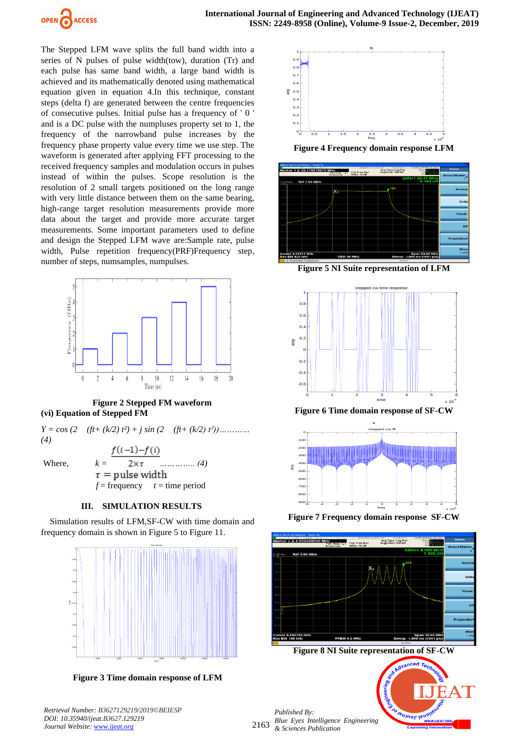The Stepped LFM wave splits the full band width into a series of N pulses of pulse width(tow), duration (Tr) and each pulse has same band width, a large band width is achieved and its mathematically denoted using mathematical equation given in equation 4.In this technique, constant steps (delta f) are generated between the centre frequencies of consecutive pulses. Initial pulse has a frequency of ' 0 ' and is a DC pulse with the numpluses property set to 1, the frequency of the narrowband pulse increases by the frequency phase property value every time we use step. The waveform is generated after applying FFT processing to the received frequency samples and modulation occurs in pulses instead of within the pulses. Scope resolution is the resolution of 2 small targets positioned on the long range with very little distance between them on the same bearing, high-range target resolution measurements provide more data about the target and provide more accurate target measurements. Some important parameters used to define and design the Stepped LFM wave are:Sample rate, pulse width, Pulse repetition frequency(PRF)Frequency step, number of steps, numsamples, numpulses.

**Figure 2 Stepped FM waveform**

**(vi) Equation of Stepped FM**

$$Y = \cos\left(2 \quad (ft + (k/2)\, t^2\right) + j \sin\left(2 \quad (ft + (k/2)\, t^2)\right) \ldots\ldots\ldots \quad (4)$$

Where, $k = \dfrac{f(i-1) - f(i)}{2 \times \tau}$ ………….. (4)

$\tau$ = pulse width

$f$ = frequency $\quad t$ = time period

## III. SIMULATION RESULTS

Simulation results of LFM,SF-CW with time domain and frequency domain is shown in Figure 5 to Figure 11.

**Figure 3 Time domain response of LFM**

**Figure 4 Frequency domain response LFM**

**Figure 5 NI Suite representation of LFM**

**Figure 6 Time domain response of SF-CW**

**Figure 7 Frequency domain response SF-CW**

**Figure 8 NI Suite representation of SF-CW**

*Retrieval Number: B3627129219/2019©BEIESP*
*DOI: 10.35940/ijeat.B3627.129219*
*Journal Website: www.ijeat.org*

*Published By:*
*Blue Eyes Intelligence Engineering & Sciences Publication*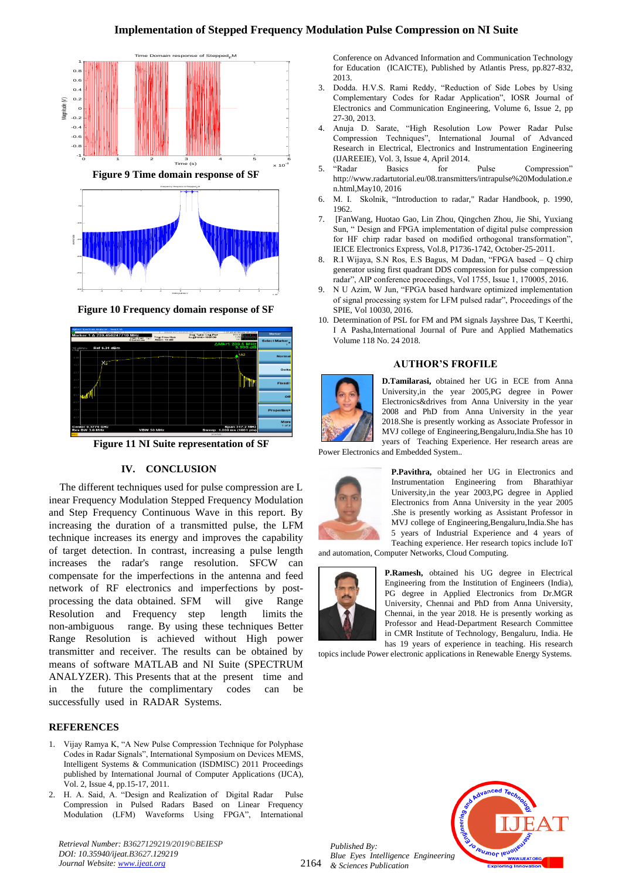Time Domain response of Stepped_FM

Magnitude (V)

Time (s)

x 10^-4

**Figure 9 Time domain response of SF**

**Figure 10 Frequency domain response of SF**

**Figure 11 NI Suite representation of SF**

## IV. CONCLUSION

The different techniques used for pulse compression are L inear Frequency Modulation Stepped Frequency Modulation and Step Frequency Continuous Wave in this report. By increasing the duration of a transmitted pulse, the LFM technique increases its energy and improves the capability of target detection. In contrast, increasing a pulse length increases the radar's range resolution. SFCW can compensate for the imperfections in the antenna and feed network of RF electronics and imperfections by post-processing the data obtained. SFM will give Range Resolution and Frequency step length limits the non-ambiguous range. By using these techniques Better Range Resolution is achieved without High power transmitter and receiver. The results can be obtained by means of software MATLAB and NI Suite (SPECTRUM ANALYZER). This Presents that at the present time and in the future the complimentary codes can be successfully used in RADAR Systems.

## REFERENCES

1. Vijay Ramya K, "A New Pulse Compression Technique for Polyphase Codes in Radar Signals", International Symposium on Devices MEMS, Intelligent Systems & Communication (ISDMISC) 2011 Proceedings published by International Journal of Computer Applications (IJCA), Vol. 2, Issue 4, pp.15-17, 2011.
2. H. A. Said, A. "Design and Realization of Digital Radar Pulse Compression in Pulsed Radars Based on Linear Frequency Modulation (LFM) Waveforms Using FPGA", International Conference on Advanced Information and Communication Technology for Education (ICAICTE), Published by Atlantis Press, pp.827-832, 2013.
3. Dodda. H.V.S. Rami Reddy, "Reduction of Side Lobes by Using Complementary Codes for Radar Application", IOSR Journal of Electronics and Communication Engineering, Volume 6, Issue 2, pp 27-30, 2013.
4. Anuja D. Sarate, "High Resolution Low Power Radar Pulse Compression Techniques", International Journal of Advanced Research in Electrical, Electronics and Instrumentation Engineering (IJAREEIE), Vol. 3, Issue 4, April 2014.
5. "Radar Basics for Pulse Compression" http://www.radartutorial.eu/08.transmitters/intrapulse%20Modulation.en.html,May10, 2016
6. M. I. Skolnik, "Introduction to radar," Radar Handbook, p. 1990, 1962.
7. [FanWang, Huotao Gao, Lin Zhou, Qingchen Zhou, Jie Shi, Yuxiang Sun, " Design and FPGA implementation of digital pulse compression for HF chirp radar based on modified orthogonal transformation", IEICE Electronics Express, Vol.8, P1736-1742, October-25-2011.
8. R.I Wijaya, S.N Ros, E.S Bagus, M Dadan, "FPGA based – Q chirp generator using first quadrant DDS compression for pulse compression radar", AIP conference proceedings, Vol 1755, Issue 1, 170005, 2016.
9. N U Azim, W Jun, "FPGA based hardware optimized implementation of signal processing system for LFM pulsed radar", Proceedings of the SPIE, Vol 10030, 2016.
10. Determination of PSL for FM and PM signals Jayshree Das, T Keerthi, I A Pasha,International Journal of Pure and Applied Mathematics Volume 118 No. 24 2018.

## AUTHOR'S FROFILE

**D.Tamilarasi,** obtained her UG in ECE from Anna University,in the year 2005,PG degree in Power Electronics&drives from Anna University in the year 2008 and PhD from Anna University in the year 2018.She is presently working as Associate Professor in MVJ college of Engineering,Bengaluru,India.She has 10 years of Teaching Experience. Her research areas are Power Electronics and Embedded System..

**P.Pavithra,** obtained her UG in Electronics and Instrumentation Engineering from Bharathiyar University,in the year 2003,PG degree in Applied Electronics from Anna University in the year 2005 .She is presently working as Assistant Professor in MVJ college of Engineering,Bengaluru,India.She has 5 years of Industrial Experience and 4 years of Teaching experience. Her research topics include IoT and automation, Computer Networks, Cloud Computing.

**P.Ramesh,** obtained his UG degree in Electrical Engineering from the Institution of Engineers (India), PG degree in Applied Electronics from Dr.MGR University, Chennai and PhD from Anna University, Chennai, in the year 2018. He is presently working as Professor and Head-Department Research Committee in CMR Institute of Technology, Bengaluru, India. He has 19 years of experience in teaching. His research topics include Power electronic applications in Renewable Energy Systems.